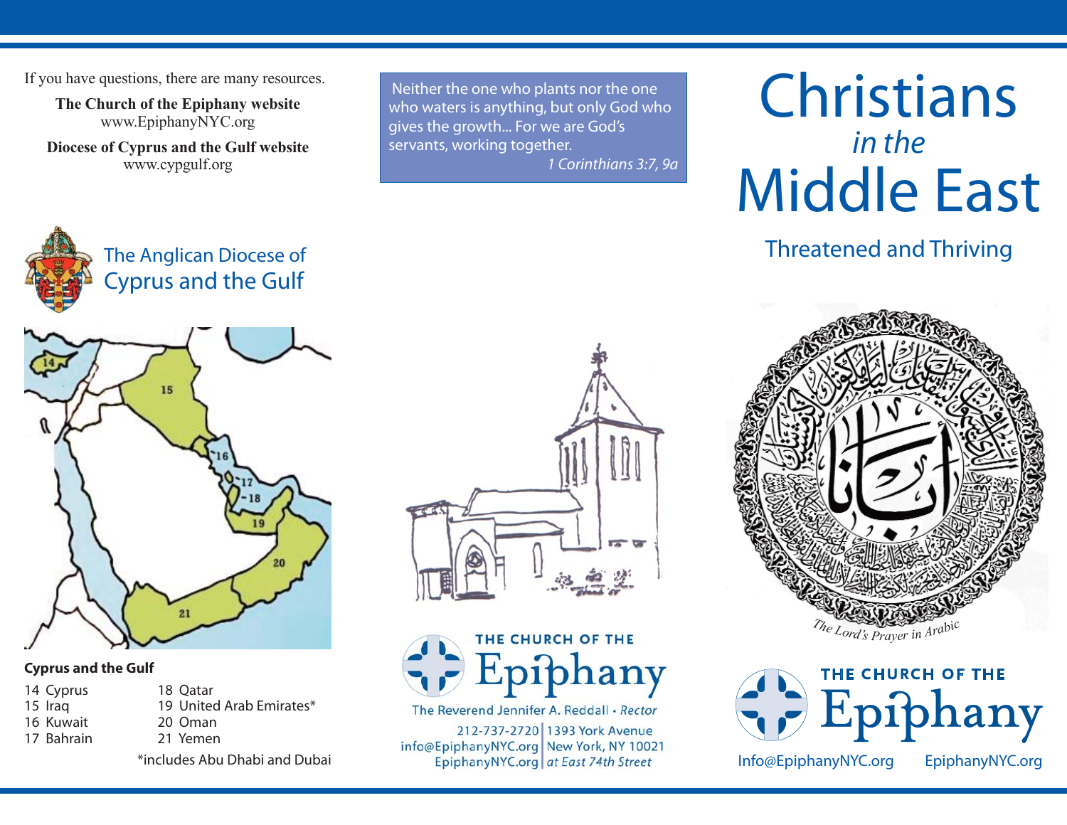If you have questions, there are many resources.

**The Church of the Epiphany website**
www.EpiphanyNYC.org

**Diocese of Cyprus and the Gulf website**
www.cypgulf.org

The Anglican Diocese of Cyprus and the Gulf

**Cyprus and the Gulf**

| | |
|---|---|
| 14 Cyprus | 18 Qatar |
| 15 Iraq | 19 United Arab Emirates* |
| 16 Kuwait | 20 Oman |
| 17 Bahrain | 21 Yemen |

*includes Abu Dhabi and Dubai

> Neither the one who plants nor the one who waters is anything, but only God who gives the growth... For we are God's servants, working together.
> *1 Corinthians 3:7, 9a*

THE CHURCH OF THE Epiphany

The Reverend Jennifer A. Reddall • *Rector*

212-737-2720
info@EpiphanyNYC.org
EpiphanyNYC.org

1393 York Avenue
New York, NY 10021
*at East 74th Street*

# Christians *in the* Middle East

## Threatened and Thriving

*The Lord's Prayer in Arabic*

THE CHURCH OF THE Epiphany

Info@EpiphanyNYC.org EpiphanyNYC.org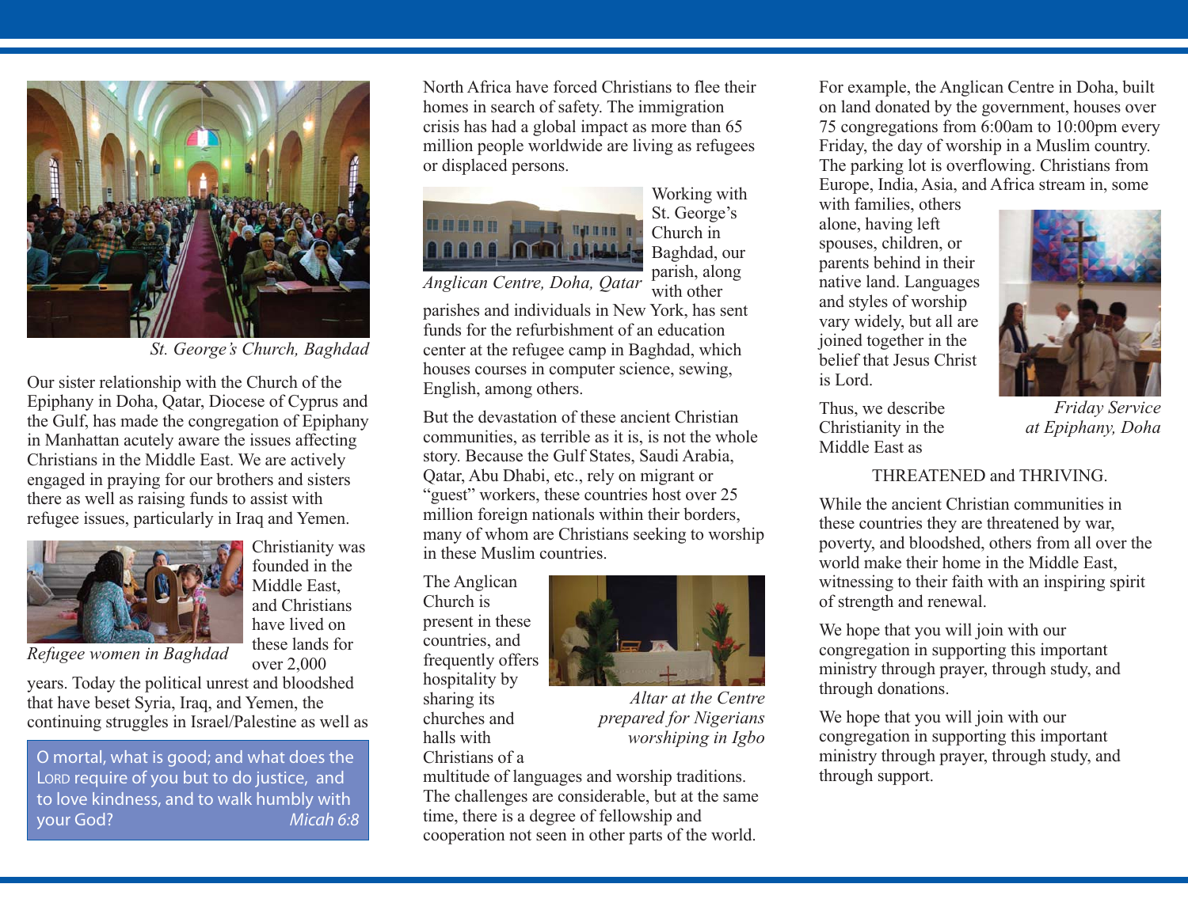St. George's Church, Baghdad

Our sister relationship with the Church of the Epiphany in Doha, Qatar, Diocese of Cyprus and the Gulf, has made the congregation of Epiphany in Manhattan acutely aware the issues affecting Christians in the Middle East. We are actively engaged in praying for our brothers and sisters there as well as raising funds to assist with refugee issues, particularly in Iraq and Yemen.

Refugee women in Baghdad

Christianity was founded in the Middle East, and Christians have lived on these lands for over 2,000 years. Today the political unrest and bloodshed that have beset Syria, Iraq, and Yemen, the continuing struggles in Israel/Palestine as well as North Africa have forced Christians to flee their homes in search of safety. The immigration crisis has had a global impact as more than 65 million people worldwide are living as refugees or displaced persons.

> O mortal, what is good; and what does the LORD require of you but to do justice, and to love kindness, and to walk humbly with your God? *Micah 6:8*

Anglican Centre, Doha, Qatar

Working with St. George's Church in Baghdad, our parish, along with other parishes and individuals in New York, has sent funds for the refurbishment of an education center at the refugee camp in Baghdad, which houses courses in computer science, sewing, English, among others.

But the devastation of these ancient Christian communities, as terrible as it is, is not the whole story. Because the Gulf States, Saudi Arabia, Qatar, Abu Dhabi, etc., rely on migrant or "guest" workers, these countries host over 25 million foreign nationals within their borders, many of whom are Christians seeking to worship in these Muslim countries.

Altar at the Centre prepared for Nigerians worshiping in Igbo

The Anglican Church is present in these countries, and frequently offers hospitality by sharing its churches and halls with Christians of a multitude of languages and worship traditions. The challenges are considerable, but at the same time, there is a degree of fellowship and cooperation not seen in other parts of the world.

For example, the Anglican Centre in Doha, built on land donated by the government, houses over 75 congregations from 6:00am to 10:00pm every Friday, the day of worship in a Muslim country. The parking lot is overflowing. Christians from Europe, India, Asia, and Africa stream in, some with families, others alone, having left spouses, children, or parents behind in their native land. Languages and styles of worship vary widely, but all are joined together in the belief that Jesus Christ is Lord.

Friday Service at Epiphany, Doha

Thus, we describe Christianity in the Middle East as

THREATENED and THRIVING.

While the ancient Christian communities in these countries they are threatened by war, poverty, and bloodshed, others from all over the world make their home in the Middle East, witnessing to their faith with an inspiring spirit of strength and renewal.

We hope that you will join with our congregation in supporting this important ministry through prayer, through study, and through donations.

We hope that you will join with our congregation in supporting this important ministry through prayer, through study, and through support.